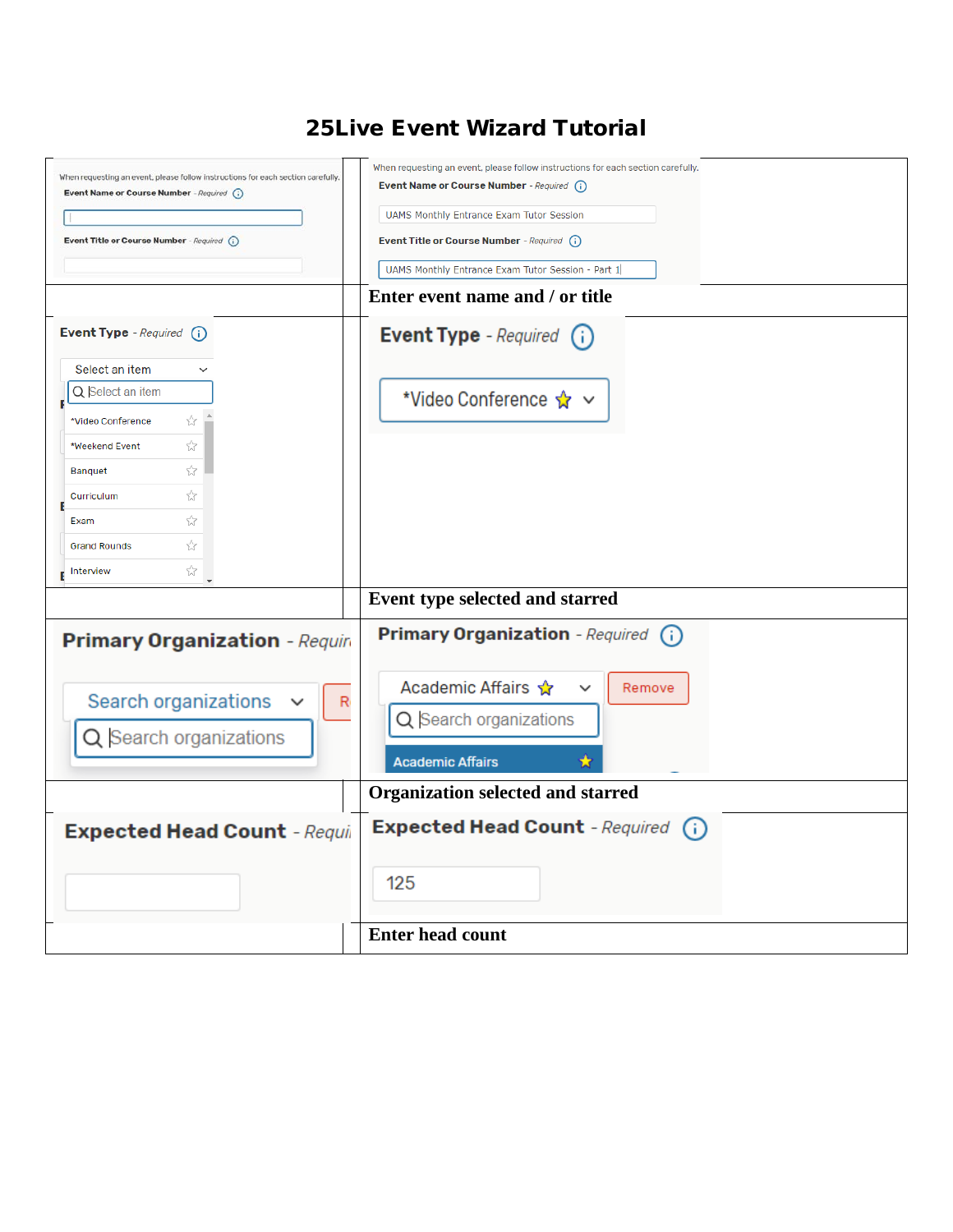# 25Live Event Wizard Tutorial

| | |
|---|---|
| When requesting an event, please follow instructions for each section carefully. Event Name or Course Number - Required Event Title or Course Number - Required | When requesting an event, please follow instructions for each section carefully. Event Name or Course Number - Required: UAMS Monthly Entrance Exam Tutor Session. Event Title or Course Number - Required: UAMS Monthly Entrance Exam Tutor Session - Part 1 |
| | **Enter event name and / or title** |
| Event Type - Required. Select an item: *Video Conference, *Weekend Event, Banquet, Curriculum, Exam, Grand Rounds, Interview | Event Type - Required: *Video Conference |
| | **Event type selected and starred** |
| Primary Organization - Required. Search organizations | Primary Organization - Required: Academic Affairs. Remove. Search organizations. Academic Affairs |
| | **Organization selected and starred** |
| Expected Head Count - Required | Expected Head Count - Required: 125 |
| | **Enter head count** |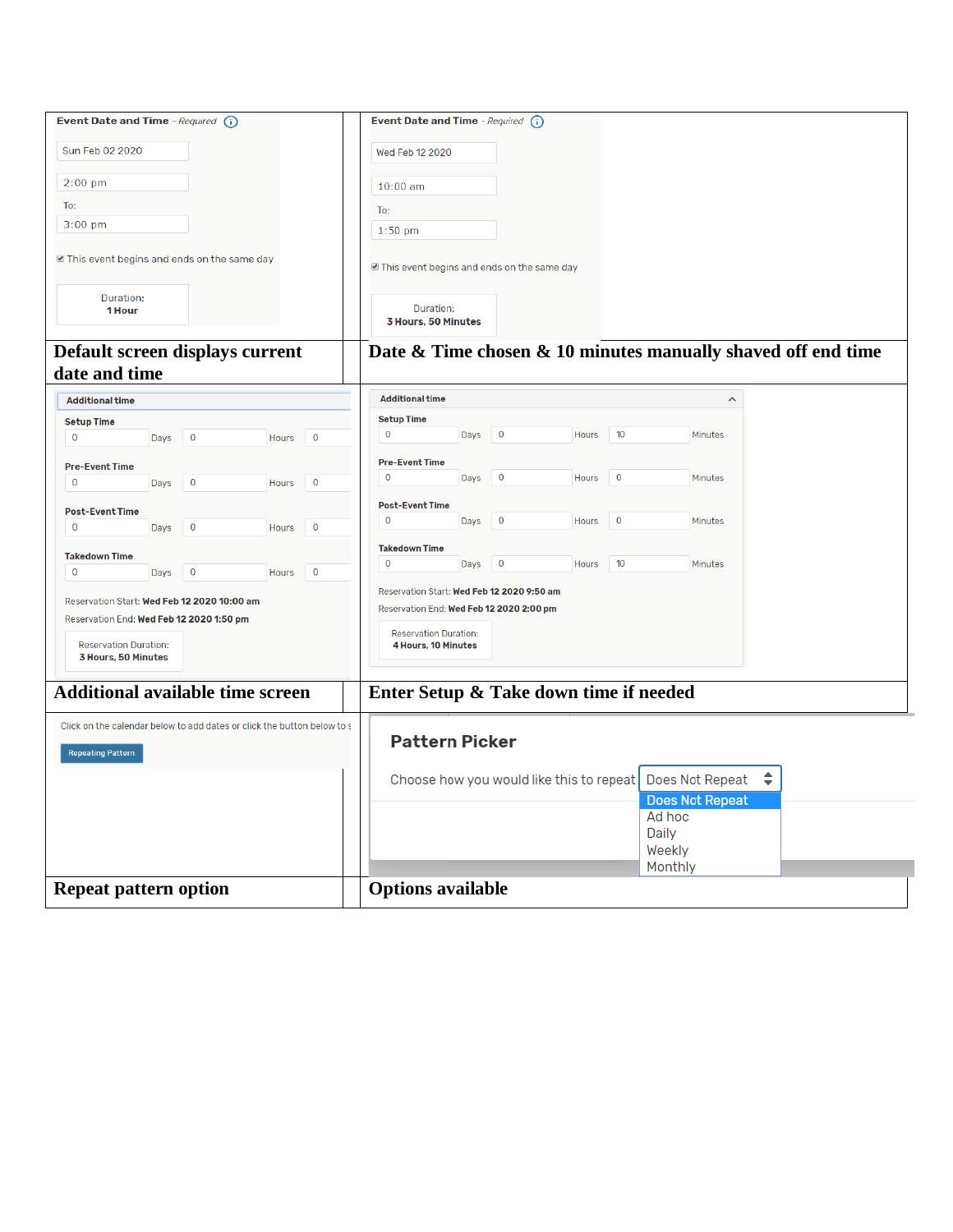| **Event Date and Time** - *Required* <br> Sun Feb 02 2020 <br> 2:00 pm <br> To: <br> 3:00 pm <br> ☑ This event begins and ends on the same day <br> Duration: **1 Hour** | **Event Date and Time** - *Required* <br> Wed Feb 12 2020 <br> 10:00 am <br> To: <br> 1:50 pm <br> ☑ This event begins and ends on the same day <br> Duration: **3 Hours, 50 Minutes** |
| --- | --- |
| **Default screen displays current date and time** | **Date & Time chosen & 10 minutes manually shaved off end time** |
| **Additional time** <br> **Setup Time** 0 Days 0 Hours 0 <br> **Pre-Event Time** 0 Days 0 Hours 0 <br> **Post-Event Time** 0 Days 0 Hours 0 <br> **Takedown Time** 0 Days 0 Hours 0 <br> Reservation Start: **Wed Feb 12 2020 10:00 am** <br> Reservation End: **Wed Feb 12 2020 1:50 pm** <br> Reservation Duration: **3 Hours, 50 Minutes** | **Additional time** <br> **Setup Time** 0 Days 0 Hours 10 Minutes <br> **Pre-Event Time** 0 Days 0 Hours 0 Minutes <br> **Post-Event Time** 0 Days 0 Hours 0 Minutes <br> **Takedown Time** 0 Days 0 Hours 10 Minutes <br> Reservation Start: **Wed Feb 12 2020 9:50 am** <br> Reservation End: **Wed Feb 12 2020 2:00 pm** <br> Reservation Duration: **4 Hours, 10 Minutes** |
| **Additional available time screen** | **Enter Setup & Take down time if needed** |
| Click on the calendar below to add dates or click the button below to s <br> Repeating Pattern | **Pattern Picker** <br> Choose how you would like this to repeat: Does Not Repeat <br> Does Not Repeat <br> Ad hoc <br> Daily <br> Weekly <br> Monthly |
| **Repeat pattern option** | **Options available** |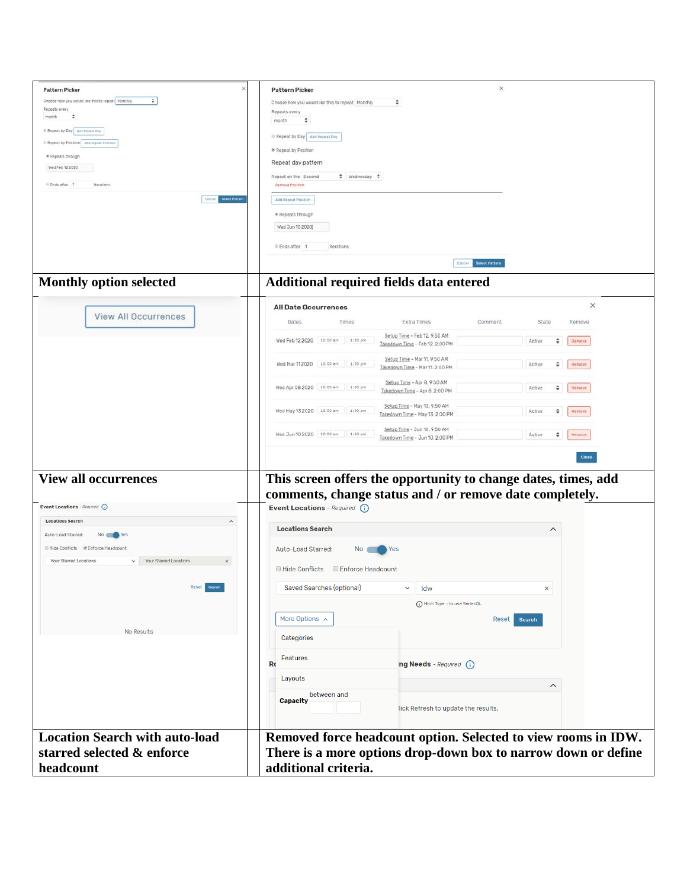| Pattern Picker<br>Choose how you would like this to repeat: Monthly<br>Repeats every: month<br>Repeat by Day (Add Repeat Day)<br>Repeat by Position (Add Repeat Position)<br>Repeats through: Wed Feb 12 2020<br>Ends after 1 iterations<br>Cancel / Select Pattern | Pattern Picker<br>Choose how you would like this to repeat: Monthly<br>Repeats every: month<br>Repeat by Day (Add Repeat Day)<br>Repeat by Position<br>Repeat day pattern<br>Repeat on the: Second / Wednesday<br>Remove Position<br>Add Repeat Position<br>Repeats through: Wed Jun 10 2020<br>Ends after 1 iterations<br>Cancel / Select Pattern |
|---|---|
| **Monthly option selected** | **Additional required fields data entered** |
| View All Occurrences | All Date Occurrences<br>Dates / Times / Extra Times / Comment / State / Remove<br>Wed Feb 12 2020 · 10:00 am · 1:50 pm · Setup Time - Feb 12, 9:50 AM · Takedown Time - Feb 12, 2:00 PM · Active · Remove<br>Wed Mar 11 2020 · 10:00 am · 1:50 pm · Setup Time - Mar 11, 9:50 AM · Takedown Time - Mar 11, 2:00 PM · Active · Remove<br>Wed Apr 08 2020 · 10:00 am · 1:50 pm · Setup Time - Apr 8, 9:50 AM · Takedown Time - Apr 8, 2:00 PM · Active · Remove<br>Wed May 13 2020 · 10:00 am · 1:50 pm · Setup Time - May 13, 9:50 AM · Takedown Time - May 13, 2:00 PM · Active · Remove<br>Wed Jun 10 2020 · 10:00 am · 1:50 pm · Setup Time - Jun 10, 9:50 AM · Takedown Time - Jun 10, 2:00 PM · Active · Remove<br>Close |
| **View all occurrences** | **This screen offers the opportunity to change dates, times, add comments, change status and / or remove date completely.** |
| Event Locations - Required<br>Locations Search<br>Auto-Load Starred: No / Yes<br>Hide Conflicts · Enforce Headcount<br>Your Starred Locations · Your Starred Locations<br>Reset · Search<br>No Results | Event Locations - Required<br>Locations Search<br>Auto-Load Starred: No / Yes<br>Hide Conflicts · Enforce Headcount<br>Saved Searches (optional) · idw<br>Hint: Type :: to use SeriesQL<br>More Options · Reset · Search<br>Categories<br>Features<br>Layouts<br>Capacity between and<br>...ng Needs - Required<br>...lick Refresh to update the results. |
| **Location Search with auto-load starred selected & enforce headcount** | **Removed force headcount option. Selected to view rooms in IDW. There is a more options drop-down box to narrow down or define additional criteria.** |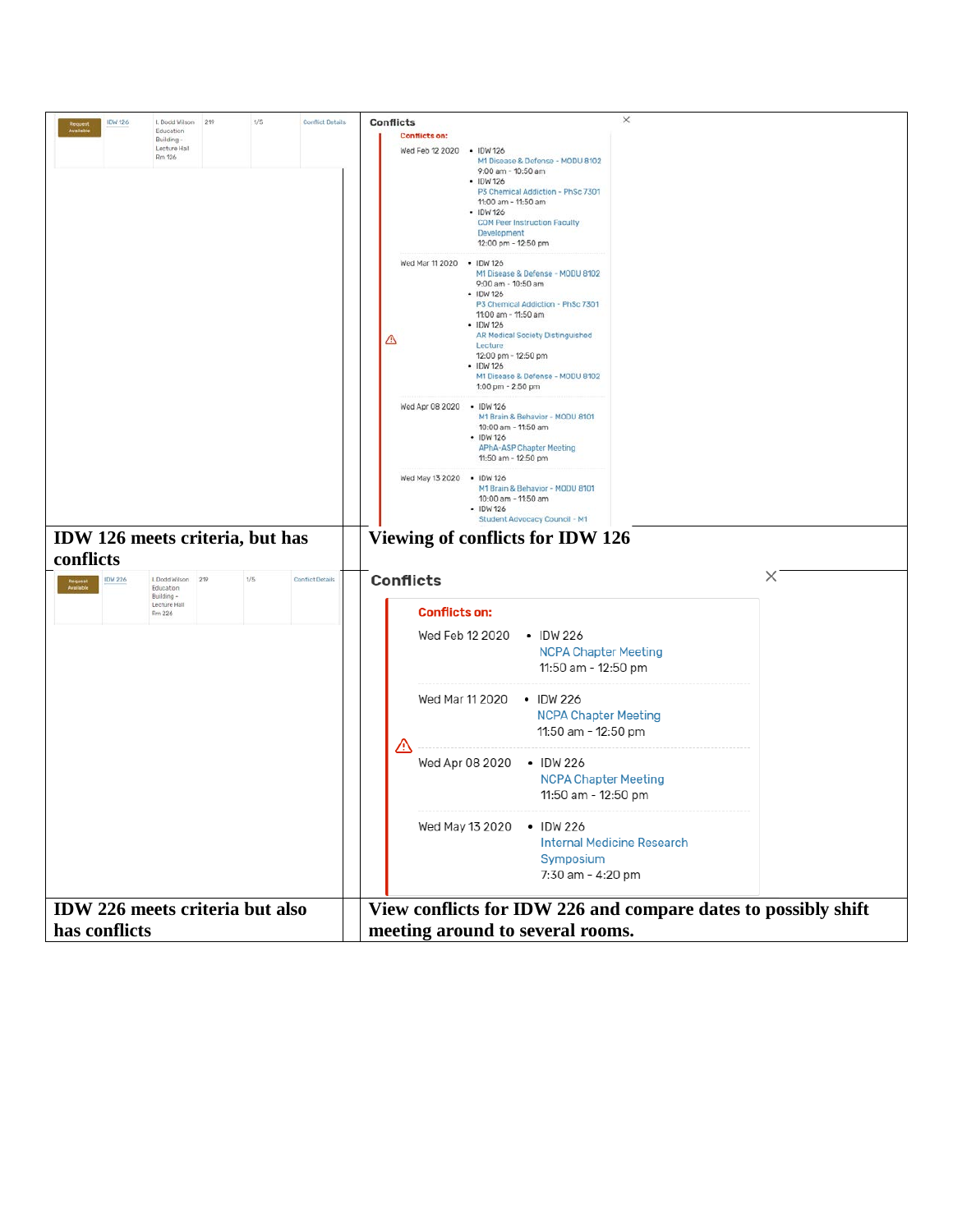| | |
|---|---|
| Request Available \| IDW 126 \| I. Dodd Wilson Education Building - Lecture Hall Rm 126 \| 219 \| 1/5 \| Conflict Details | **Conflicts**<br>**Conflicts on:**<br>Wed Feb 12 2020<br>• IDW 126 M1 Disease & Defense - MODU 8102 9:00 am - 10:50 am<br>• IDW 126 P3 Chemical Addiction - PhSc 7301 11:00 am - 11:50 am<br>• IDW 126 COM Peer Instruction Faculty Development 12:00 pm - 12:50 pm<br>Wed Mar 11 2020<br>• IDW 126 M1 Disease & Defense - MODU 8102 9:00 am - 10:50 am<br>• IDW 126 P3 Chemical Addiction - PhSc 7301 11:00 am - 11:50 am<br>• IDW 126 AR Medical Society Distinguished Lecture 12:00 pm - 12:50 pm<br>• IDW 126 M1 Disease & Defense - MODU 8102 1:00 pm - 2:50 pm<br>Wed Apr 08 2020<br>• IDW 126 M1 Brain & Behavior - MODU 8101 10:00 am - 11:50 am<br>• IDW 126 APhA-ASP Chapter Meeting 11:50 am - 12:50 pm<br>Wed May 13 2020<br>• IDW 126 M1 Brain & Behavior - MODU 8101 10:00 am - 11:50 am<br>• IDW 126 Student Advocacy Council - M1 |
| **IDW 126 meets criteria, but has conflicts** | **Viewing of conflicts for IDW 126** |
| Request Available \| IDW 226 \| I. Dodd Wilson Education Building - Lecture Hall Rm 226 \| 219 \| 1/5 \| Conflict Details | **Conflicts**<br>**Conflicts on:**<br>Wed Feb 12 2020<br>• IDW 226 NCPA Chapter Meeting 11:50 am - 12:50 pm<br>Wed Mar 11 2020<br>• IDW 226 NCPA Chapter Meeting 11:50 am - 12:50 pm<br>Wed Apr 08 2020<br>• IDW 226 NCPA Chapter Meeting 11:50 am - 12:50 pm<br>Wed May 13 2020<br>• IDW 226 Internal Medicine Research Symposium 7:30 am - 4:20 pm |
| **IDW 226 meets criteria but also has conflicts** | **View conflicts for IDW 226 and compare dates to possibly shift meeting around to several rooms.** |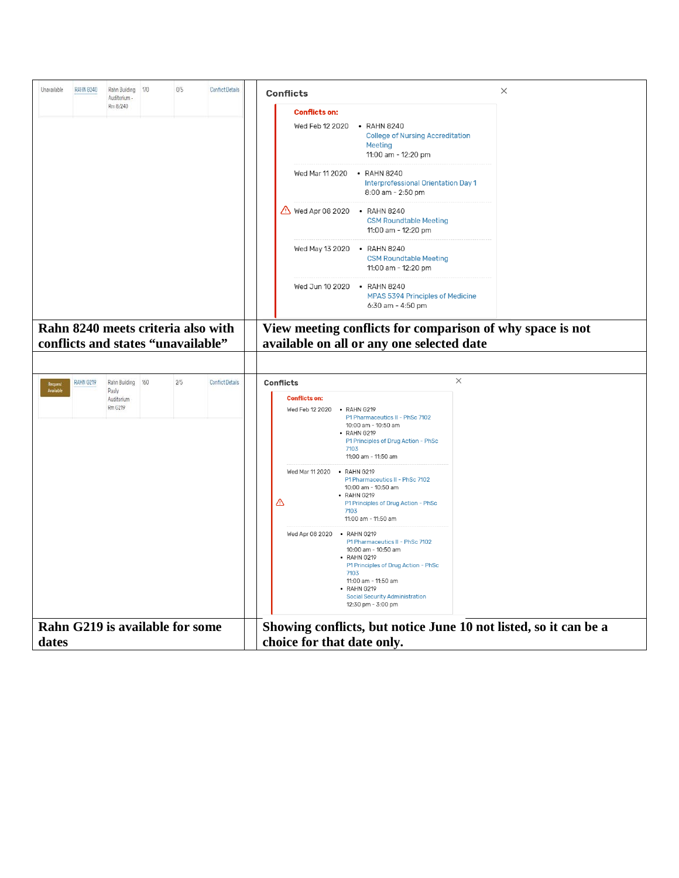| Unavailable | RAHN 8240 | Rahn Building Auditorium - Rm 8240 | 170 | 0/5 | Conflict Details |
|---|---|---|---|---|---|

**Conflicts**

**Conflicts on:**

- Wed Feb 12 2020
  - RAHN 8240
    College of Nursing Accreditation Meeting
    11:00 am - 12:20 pm
- Wed Mar 11 2020
  - RAHN 8240
    Interprofessional Orientation Day 1
    8:00 am - 2:50 pm
- Wed Apr 08 2020
  - RAHN 8240
    CSM Roundtable Meeting
    11:00 am - 12:20 pm
- Wed May 13 2020
  - RAHN 8240
    CSM Roundtable Meeting
    11:00 am - 12:20 pm
- Wed Jun 10 2020
  - RAHN 8240
    MPAS 5394 Principles of Medicine
    6:30 am - 4:50 pm

| | |
|---|---|
| **Rahn 8240 meets criteria also with conflicts and states "unavailable"** | **View meeting conflicts for comparison of why space is not available on all or any one selected date** |

| Request Available | RAHN G219 | Rahn Building Pauly Auditorium Rm G219 | 160 | 2/5 | Conflict Details |
|---|---|---|---|---|---|

**Conflicts**

**Conflicts on:**

- Wed Feb 12 2020
  - RAHN G219
    P1 Pharmaceutics II - PhSc 7102
    10:00 am - 10:50 am
  - RAHN G219
    P1 Principles of Drug Action - PhSc 7103
    11:00 am - 11:50 am
- Wed Mar 11 2020
  - RAHN G219
    P1 Pharmaceutics II - PhSc 7102
    10:00 am - 10:50 am
  - RAHN G219
    P1 Principles of Drug Action - PhSc 7103
    11:00 am - 11:50 am
- Wed Apr 08 2020
  - RAHN G219
    P1 Pharmaceutics II - PhSc 7102
    10:00 am - 10:50 am
  - RAHN G219
    P1 Principles of Drug Action - PhSc 7103
    11:00 am - 11:50 am
  - RAHN G219
    Social Security Administration
    12:30 pm - 3:00 pm

| | |
|---|---|
| **Rahn G219 is available for some dates** | **Showing conflicts, but notice June 10 not listed, so it can be a choice for that date only.** |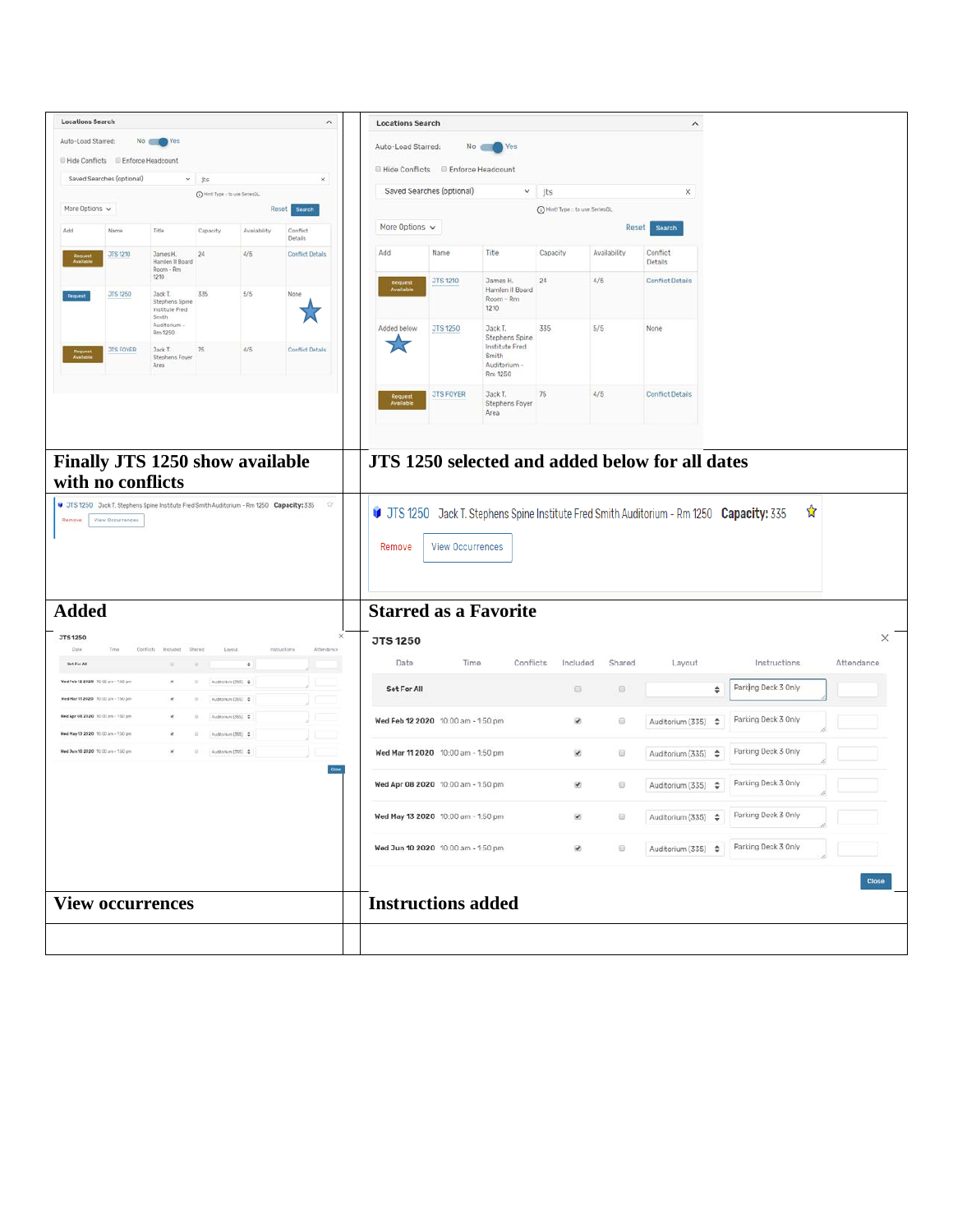| | |
|---|---|
| **Locations Search**<br>Auto-Load Starred: No Yes<br>Hide Conflicts Enforce Headcount<br>Saved Searches (optional) jts<br>Hint! Type : to use SeriesQL<br>More Options Reset Search | **Locations Search**<br>Auto-Load Starred: No Yes<br>Hide Conflicts Enforce Headcount<br>Saved Searches (optional) jts<br>Hint! Type : to use SeriesQL<br>More Options Reset Search |
| **Finally JTS 1250 show available with no conflicts** | **JTS 1250 selected and added below for all dates** |
| JTS 1250 Jack T. Stephens Spine Institute Fred Smith Auditorium - Rm 1250 **Capacity:** 335<br>Remove View Occurrences | JTS 1250 Jack T. Stephens Spine Institute Fred Smith Auditorium - Rm 1250 **Capacity:** 335<br>Remove View Occurrences |
| **Added** | **Starred as a Favorite** |
| **JTS 1250** | **JTS 1250** |
| **View occurrences** | **Instructions added** |
| | |

Search results (left panel):

| Add | Name | Title | Capacity | Availability | Conflict Details |
|---|---|---|---|---|---|
| Request Available | JTS 1210 | James H. Hamlen II Board Room - Rm 1210 | 24 | 4/5 | Conflict Details |
| Request | JTS 1250 | Jack T. Stephens Spine Institute Fred Smith Auditorium - Rm 1250 | 335 | 5/5 | None |
| Request Available | JTS FOYER | Jack T. Stephens Foyer Area | 75 | 4/5 | Conflict Details |

Search results (right panel):

| Add | Name | Title | Capacity | Availability | Conflict Details |
|---|---|---|---|---|---|
| Request Available | JTS 1210 | James H. Hamlen II Board Room - Rm 1210 | 24 | 4/5 | Conflict Details |
| Added below | JTS 1250 | Jack T. Stephens Spine Institute Fred Smith Auditorium - Rm 1250 | 335 | 5/5 | None |
| Request Available | JTS FOYER | Jack T. Stephens Foyer Area | 75 | 4/5 | Conflict Details |

JTS 1250 occurrences (instructions added):

| Date | Time | Conflicts | Included | Shared | Layout | Instructions | Attendance |
|---|---|---|---|---|---|---|---|
| Set For All | | | | | | Parking Deck 3 Only | |
| Wed Feb 12 2020 | 10:00 am - 1:50 pm | | ✔ | | Auditorium (335) | Parking Deck 3 Only | |
| Wed Mar 11 2020 | 10:00 am - 1:50 pm | | ✔ | | Auditorium (335) | Parking Deck 3 Only | |
| Wed Apr 08 2020 | 10:00 am - 1:50 pm | | ✔ | | Auditorium (335) | Parking Deck 3 Only | |
| Wed May 13 2020 | 10:00 am - 1:50 pm | | ✔ | | Auditorium (335) | Parking Deck 3 Only | |
| Wed Jun 10 2020 | 10:00 am - 1:50 pm | | ✔ | | Auditorium (335) | Parking Deck 3 Only | |

Close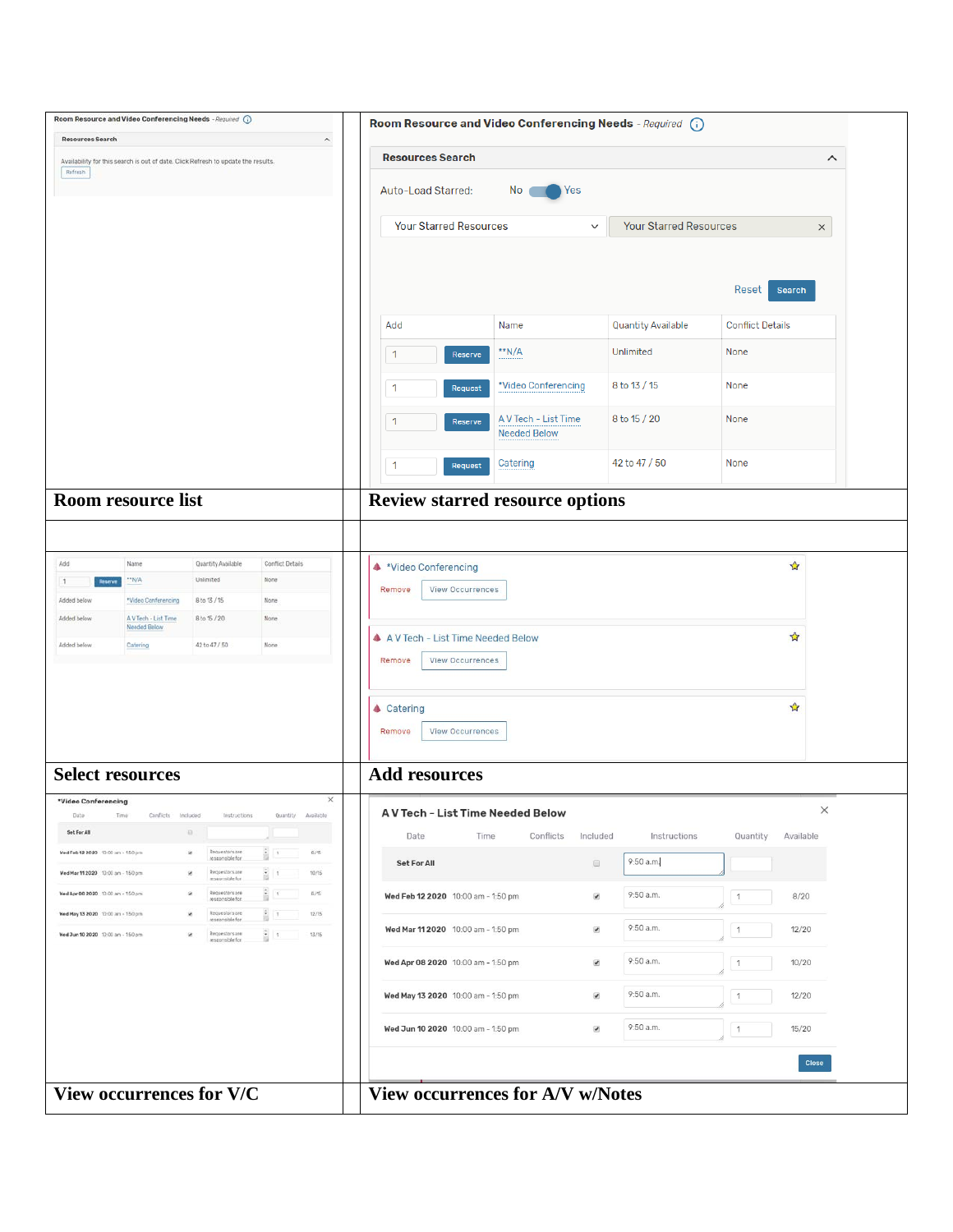| Room Resource and Video Conferencing Needs - *Required*<br><br>**Resources Search**<br><br>Availability for this search is out of date. Click Refresh to update the results.<br>Refresh | Room Resource and Video Conferencing Needs - *Required*<br><br>**Resources Search**<br><br>Auto-Load Starred: No Yes<br><br>Your Starred Resources / Your Starred Resources<br><br>Reset Search<br><br>Add / Name / Quantity Available / Conflict Details<br>1 Reserve / **N/A / Unlimited / None<br>1 Request / *Video Conferencing / 8 to 13 / 15 / None<br>1 Reserve / A V Tech - List Time Needed Below / 8 to 15 / 20 / None<br>1 Request / Catering / 42 to 47 / 50 / None |
|---|---|
| **Room resource list** | **Review starred resource options** |
| | |
| Add / Name / Quantity Available / Conflict Details<br>1 Reserve / **N/A / Unlimited / None<br>Added below / *Video Conferencing / 8 to 13 / 15 / None<br>Added below / A V Tech - List Time Needed Below / 8 to 15 / 20 / None<br>Added below / Catering / 42 to 47 / 50 / None | *Video Conferencing<br>Remove View Occurrences<br><br>A V Tech - List Time Needed Below<br>Remove View Occurrences<br><br>Catering<br>Remove View Occurrences |
| **Select resources** | **Add resources** |
| *Video Conferencing<br><br>Date / Time / Conflicts / Included / Instructions / Quantity / Available<br>Set For All<br>Wed Feb 12 2020 / 10:00 am - 1:50 pm / Requestors are responsible for / 1 / 8/15<br>Wed Mar 11 2020 / 10:00 am - 1:50 pm / Requestors are responsible for / 1 / 10/15<br>Wed Apr 08 2020 / 10:00 am - 1:50 pm / Requestors are responsible for / 1 / 8/15<br>Wed May 13 2020 / 10:00 am - 1:50 pm / Requestors are responsible for / 1 / 12/15<br>Wed Jun 10 2020 / 10:00 am - 1:50 pm / Requestors are responsible for / 1 / 13/15 | A V Tech - List Time Needed Below<br><br>Date / Time / Conflicts / Included / Instructions / Quantity / Available<br>Set For All / 9:50 a.m.<br>Wed Feb 12 2020 / 10:00 am - 1:50 pm / 9:50 a.m. / 1 / 8/20<br>Wed Mar 11 2020 / 10:00 am - 1:50 pm / 9:50 a.m. / 1 / 12/20<br>Wed Apr 08 2020 / 10:00 am - 1:50 pm / 9:50 a.m. / 1 / 10/20<br>Wed May 13 2020 / 10:00 am - 1:50 pm / 9:50 a.m. / 1 / 12/20<br>Wed Jun 10 2020 / 10:00 am - 1:50 pm / 9:50 a.m. / 1 / 15/20<br><br>Close |
| **View occurrences for V/C** | **View occurrences for A/V w/Notes** |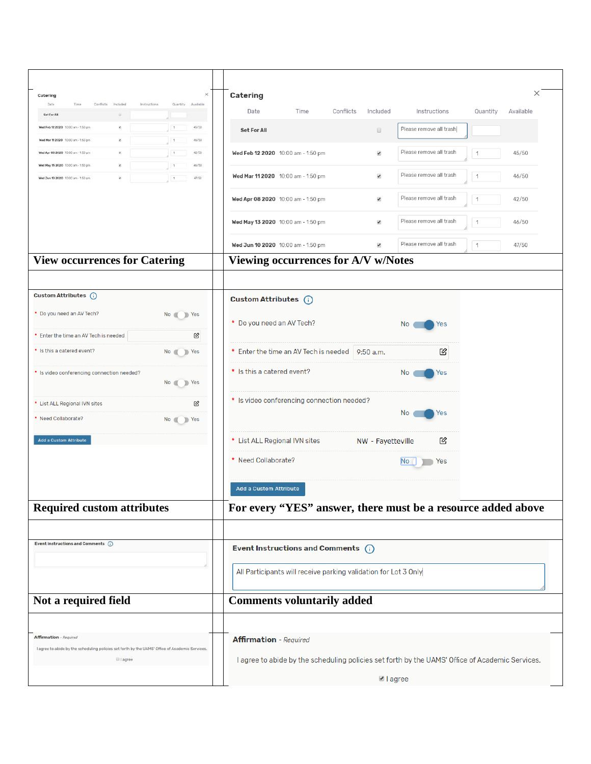| | |
|---|---|
| **Catering** | **Catering** |
| | |

**Catering**

| Date | Time | Conflicts | Included | Instructions | Quantity | Available |
|---|---|---|---|---|---|---|
| **Set For All** | | | ☐ | Please remove all trash | | |
| **Wed Feb 12 2020** | 10:00 am - 1:50 pm | | ☑ | Please remove all trash | 1 | 45/50 |
| **Wed Mar 11 2020** | 10:00 am - 1:50 pm | | ☑ | Please remove all trash | 1 | 46/50 |
| **Wed Apr 08 2020** | 10:00 am - 1:50 pm | | ☑ | Please remove all trash | 1 | 42/50 |
| **Wed May 13 2020** | 10:00 am - 1:50 pm | | ☑ | Please remove all trash | 1 | 46/50 |
| **Wed Jun 10 2020** | 10:00 am - 1:50 pm | | ☑ | Please remove all trash | 1 | 47/50 |

**View occurrences for Catering** | **Viewing occurrences for A/V w/Notes**

**Custom Attributes**

| Attribute | Value |
|---|---|
| * Do you need an AV Tech? | No / Yes (Yes) |
| * Enter the time an AV Tech is needed | 9:50 a.m. |
| * Is this a catered event? | No / Yes (Yes) |
| * Is video conferencing connection needed? | No / Yes (Yes) |
| * List ALL Regional IVN sites | NW - Fayetteville |
| * Need Collaborate? | No / Yes (No) |

Add a Custom Attribute

**Required custom attributes** | **For every "YES" answer, there must be a resource added above**

**Event Instructions and Comments**

All Participants will receive parking validation for Lot 3 Only

**Not a required field** | **Comments voluntarily added**

**Affirmation** - *Required*

I agree to abide by the scheduling policies set forth by the UAMS' Office of Academic Services.

☑ I agree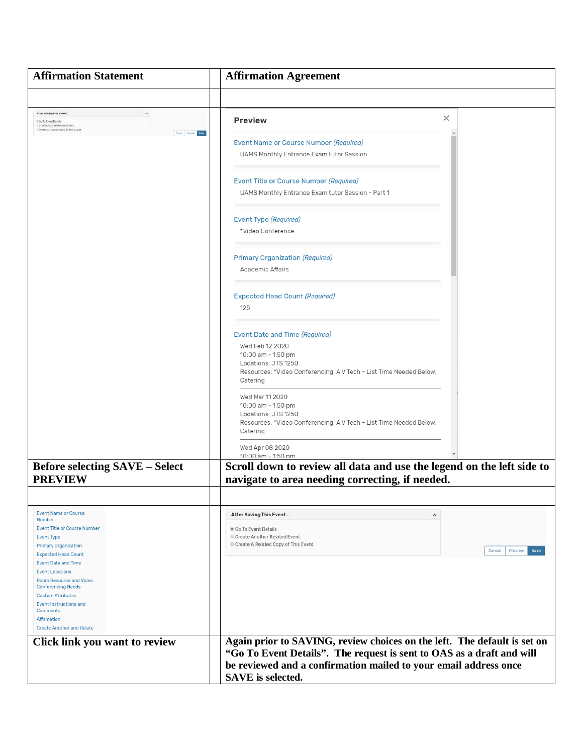| Affirmation Statement | | Affirmation Agreement |
|---|---|---|
| | | |
| After Saving This Event... Go To Event Details / Create Another Related Event / Create A Related Copy of This Event — Cancel Preview Save | | Preview<br>Event Name or Course Number *(Required)*<br>UAMS Monthly Entrance Exam tutor Session<br>Event Title or Course Number *(Required)*<br>UAMS Monthly Entrance Exam tutor Session - Part 1<br>Event Type *(Required)*<br>*Video Conference<br>Primary Organization *(Required)*<br>Academic Affairs<br>Expected Head Count *(Required)*<br>125<br>Event Date and Time *(Required)*<br>Wed Feb 12 2020<br>10:00 am - 1:50 pm<br>Locations: JTS 1250<br>Resources: *Video Conferencing, A V Tech - List Time Needed Below, Catering<br>Wed Mar 11 2020<br>10:00 am - 1:50 pm<br>Locations: JTS 1250<br>Resources: *Video Conferencing, A V Tech - List Time Needed Below, Catering<br>Wed Apr 08 2020<br>10:00 am - 1:50 pm |
| **Before selecting SAVE – Select PREVIEW** | | **Scroll down to review all data and use the legend on the left side to navigate to area needing correcting, if needed.** |
| | | |
| Event Name or Course Number<br>Event Title or Course Number<br>Event Type<br>Primary Organization<br>Expected Head Count<br>Event Date and Time<br>Event Locations<br>Room Resource and Video Conferencing Needs<br>Custom Attributes<br>Event Instructions and Comments<br>Affirmation<br>Create Another and Relate | | After Saving This Event...<br>Go To Event Details<br>Create Another Related Event<br>Create A Related Copy of This Event<br>Cancel Preview Save |
| **Click link you want to review** | | **Again prior to SAVING, review choices on the left. The default is set on "Go To Event Details". The request is sent to OAS as a draft and will be reviewed and a confirmation mailed to your email address once SAVE is selected.** |